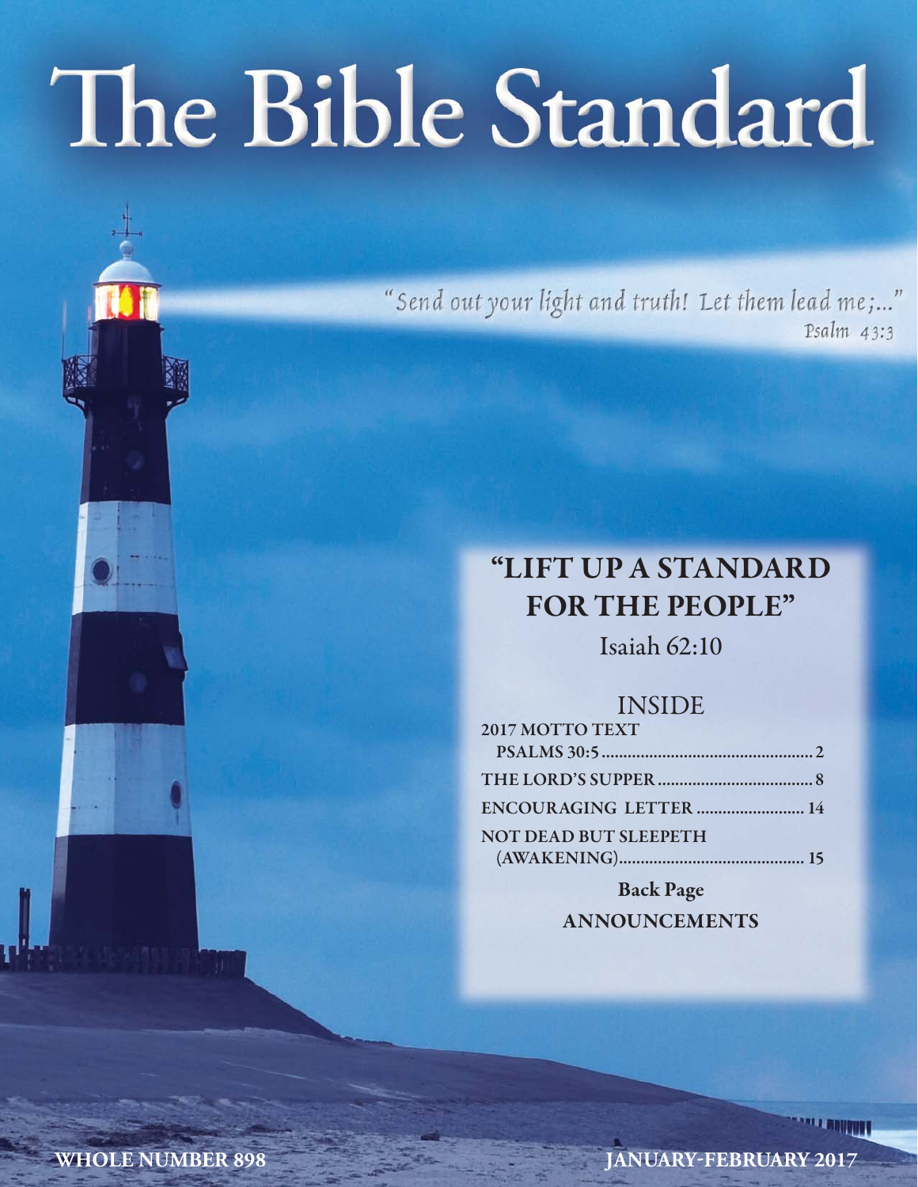# The Bible Standard

"Send out your light and truth! Let them lead me;..."
Psalm 43:3

## "LIFT UP A STANDARD FOR THE PEOPLE"

Isaiah 62:10

### INSIDE

| | |
|---|---|
| **2017 MOTTO TEXT PSALMS 30:5** | **2** |
| **THE LORD'S SUPPER** | **8** |
| **ENCOURAGING LETTER** | **14** |
| **NOT DEAD BUT SLEEPETH (AWAKENING)** | **15** |

**Back Page**

**ANNOUNCEMENTS**

**WHOLE NUMBER 898** **JANUARY-FEBRUARY 2017**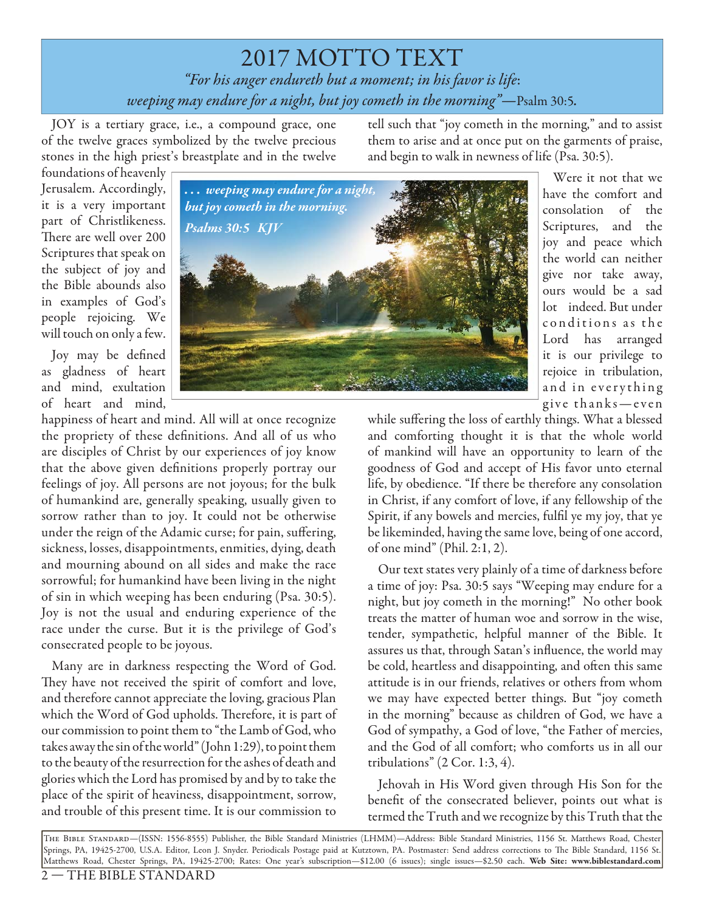# 2017 MOTTO TEXT

*"For his anger endureth but a moment; in his favor is life: weeping may endure for a night, but joy cometh in the morning"*—Psalm 30:5.

JOY is a tertiary grace, i.e., a compound grace, one of the twelve graces symbolized by the twelve precious stones in the high priest's breastplate and in the twelve foundations of heavenly Jerusalem. Accordingly, it is a very important part of Christlikeness. There are well over 200 Scriptures that speak on the subject of joy and the Bible abounds also in examples of God's people rejoicing. We will touch on only a few.

Joy may be defined as gladness of heart and mind, exultation of heart and mind, happiness of heart and mind. All will at once recognize the propriety of these definitions. And all of us who are disciples of Christ by our experiences of joy know that the above given definitions properly portray our feelings of joy. All persons are not joyous; for the bulk of humankind are, generally speaking, usually given to sorrow rather than to joy. It could not be otherwise under the reign of the Adamic curse; for pain, suffering, sickness, losses, disappointments, enmities, dying, death and mourning abound on all sides and make the race sorrowful; for humankind have been living in the night of sin in which weeping has been enduring (Psa. 30:5). Joy is not the usual and enduring experience of the race under the curse. But it is the privilege of God's consecrated people to be joyous.

*. . . weeping may endure for a night, but joy cometh in the morning. Psalms 30:5 KJV*

Many are in darkness respecting the Word of God. They have not received the spirit of comfort and love, and therefore cannot appreciate the loving, gracious Plan which the Word of God upholds. Therefore, it is part of our commission to point them to "the Lamb of God, who takes away the sin of the world" (John 1:29), to point them to the beauty of the resurrection for the ashes of death and glories which the Lord has promised by and by to take the place of the spirit of heaviness, disappointment, sorrow, and trouble of this present time. It is our commission to tell such that "joy cometh in the morning," and to assist them to arise and at once put on the garments of praise, and begin to walk in newness of life (Psa. 30:5).

Were it not that we have the comfort and consolation of the Scriptures, and the joy and peace which the world can neither give nor take away, ours would be a sad lot indeed. But under conditions as the Lord has arranged it is our privilege to rejoice in tribulation, and in everything give thanks—even while suffering the loss of earthly things. What a blessed and comforting thought it is that the whole world of mankind will have an opportunity to learn of the goodness of God and accept of His favor unto eternal life, by obedience. "If there be therefore any consolation in Christ, if any comfort of love, if any fellowship of the Spirit, if any bowels and mercies, fulfil ye my joy, that ye be likeminded, having the same love, being of one accord, of one mind" (Phil. 2:1, 2).

Our text states very plainly of a time of darkness before a time of joy: Psa. 30:5 says "Weeping may endure for a night, but joy cometh in the morning!" No other book treats the matter of human woe and sorrow in the wise, tender, sympathetic, helpful manner of the Bible. It assures us that, through Satan's influence, the world may be cold, heartless and disappointing, and often this same attitude is in our friends, relatives or others from whom we may have expected better things. But "joy cometh in the morning" because as children of God, we have a God of sympathy, a God of love, "the Father of mercies, and the God of all comfort; who comforts us in all our tribulations" (2 Cor. 1:3, 4).

Jehovah in His Word given through His Son for the benefit of the consecrated believer, points out what is termed the Truth and we recognize by this Truth that the

THE BIBLE STANDARD—(ISSN: 1556-8555) Publisher, the Bible Standard Ministries (LHMM)—Address: Bible Standard Ministries, 1156 St. Matthews Road, Chester Springs, PA, 19425-2700, U.S.A. Editor, Leon J. Snyder. Periodicals Postage paid at Kutztown, PA. Postmaster: Send address corrections to The Bible Standard, 1156 St. Matthews Road, Chester Springs, PA, 19425-2700; Rates: One year's subscription—$12.00 (6 issues); single issues—$2.50 each. **Web Site: www.biblestandard.com**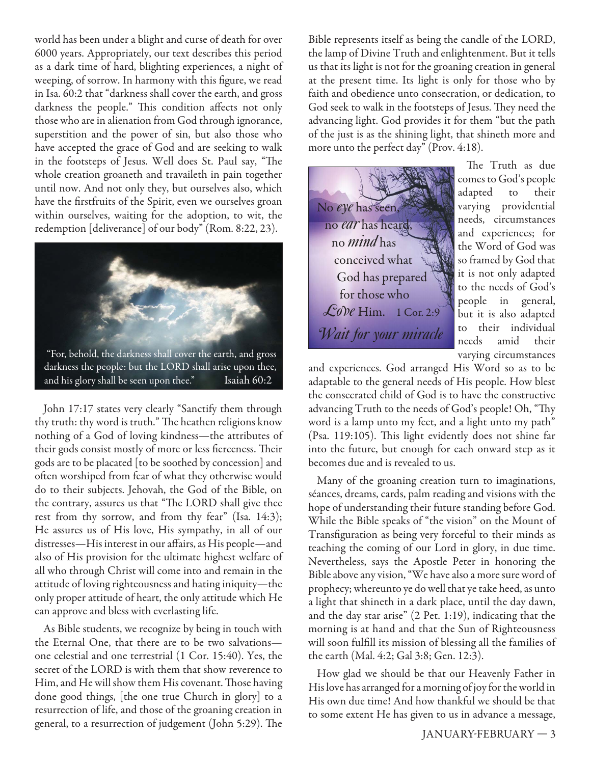world has been under a blight and curse of death for over 6000 years. Appropriately, our text describes this period as a dark time of hard, blighting experiences, a night of weeping, of sorrow. In harmony with this figure, we read in Isa. 60:2 that "darkness shall cover the earth, and gross darkness the people." This condition affects not only those who are in alienation from God through ignorance, superstition and the power of sin, but also those who have accepted the grace of God and are seeking to walk in the footsteps of Jesus. Well does St. Paul say, "The whole creation groaneth and travaileth in pain together until now. And not only they, but ourselves also, which have the firstfruits of the Spirit, even we ourselves groan within ourselves, waiting for the adoption, to wit, the redemption [deliverance] of our body" (Rom. 8:22, 23).

"For, behold, the darkness shall cover the earth, and gross darkness the people: but the LORD shall arise upon thee, and his glory shall be seen upon thee." Isaiah 60:2

John 17:17 states very clearly "Sanctify them through thy truth: thy word is truth." The heathen religions know nothing of a God of loving kindness—the attributes of their gods consist mostly of more or less fierceness. Their gods are to be placated [to be soothed by concession] and often worshiped from fear of what they otherwise would do to their subjects. Jehovah, the God of the Bible, on the contrary, assures us that "The LORD shall give thee rest from thy sorrow, and from thy fear" (Isa. 14:3); He assures us of His love, His sympathy, in all of our distresses—His interest in our affairs, as His people—and also of His provision for the ultimate highest welfare of all who through Christ will come into and remain in the attitude of loving righteousness and hating iniquity—the only proper attitude of heart, the only attitude which He can approve and bless with everlasting life.

As Bible students, we recognize by being in touch with the Eternal One, that there are to be two salvations—one celestial and one terrestrial (1 Cor. 15:40). Yes, the secret of the LORD is with them that show reverence to Him, and He will show them His covenant. Those having done good things, [the one true Church in glory] to a resurrection of life, and those of the groaning creation in general, to a resurrection of judgement (John 5:29). The Bible represents itself as being the candle of the LORD, the lamp of Divine Truth and enlightenment. But it tells us that its light is not for the groaning creation in general at the present time. Its light is only for those who by faith and obedience unto consecration, or dedication, to God seek to walk in the footsteps of Jesus. They need the advancing light. God provides it for them "but the path of the just is as the shining light, that shineth more and more unto the perfect day" (Prov. 4:18).

No *eye* has seen, no *ear* has heard, no *mind* has conceived what God has prepared for those who *Love* Him. 1 Cor. 2:9

*Wait for your miracle*

The Truth as due comes to God's people adapted to their varying providential needs, circumstances and experiences; for the Word of God was so framed by God that it is not only adapted to the needs of God's people in general, but it is also adapted to their individual needs amid their varying circumstances and experiences. God arranged His Word so as to be adaptable to the general needs of His people. How blest the consecrated child of God is to have the constructive advancing Truth to the needs of God's people! Oh, "Thy word is a lamp unto my feet, and a light unto my path" (Psa. 119:105). This light evidently does not shine far into the future, but enough for each onward step as it becomes due and is revealed to us.

Many of the groaning creation turn to imaginations, séances, dreams, cards, palm reading and visions with the hope of understanding their future standing before God. While the Bible speaks of "the vision" on the Mount of Transfiguration as being very forceful to their minds as teaching the coming of our Lord in glory, in due time. Nevertheless, says the Apostle Peter in honoring the Bible above any vision, "We have also a more sure word of prophecy; whereunto ye do well that ye take heed, as unto a light that shineth in a dark place, until the day dawn, and the day star arise" (2 Pet. 1:19), indicating that the morning is at hand and that the Sun of Righteousness will soon fulfill its mission of blessing all the families of the earth (Mal. 4:2; Gal 3:8; Gen. 12:3).

How glad we should be that our Heavenly Father in His love has arranged for a morning of joy for the world in His own due time! And how thankful we should be that to some extent He has given to us in advance a message,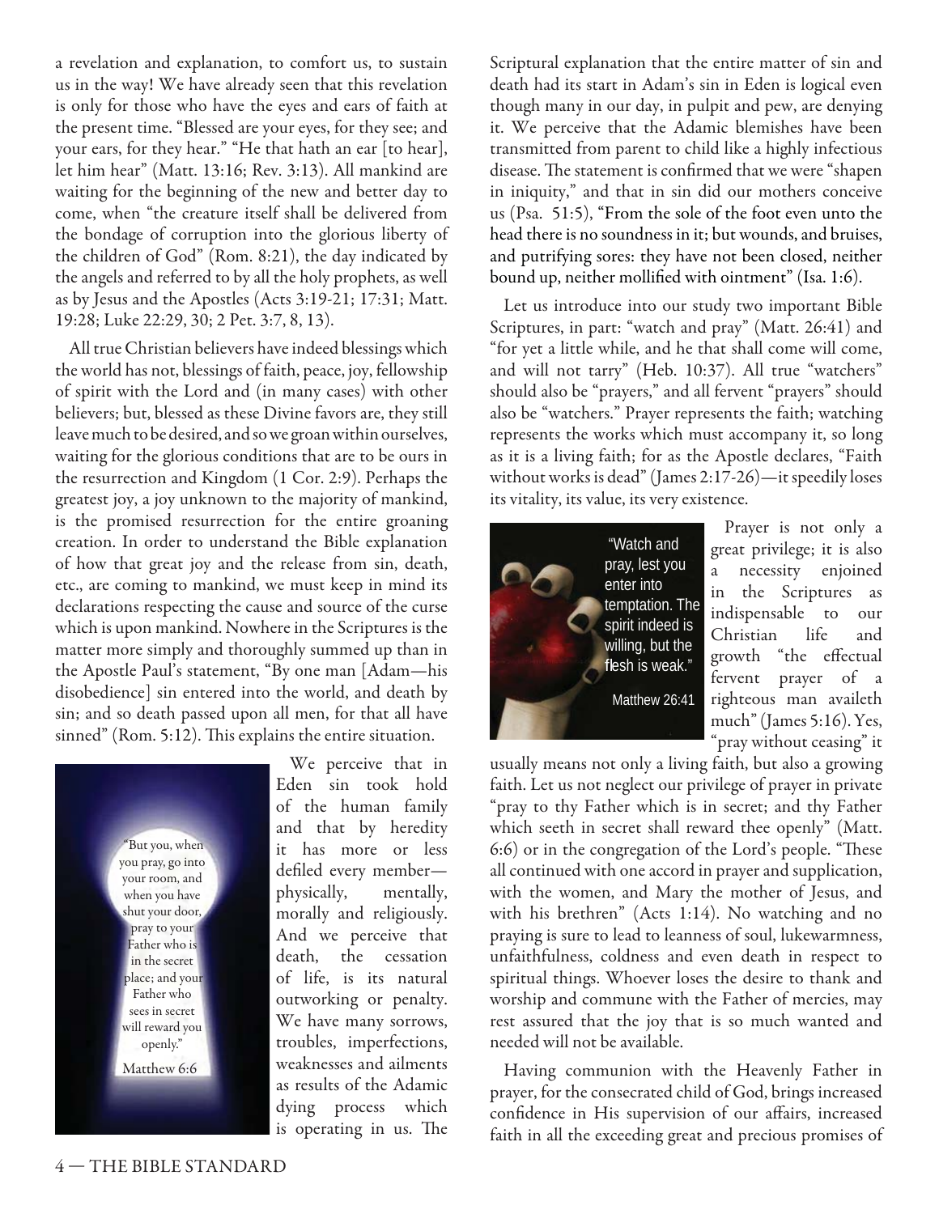a revelation and explanation, to comfort us, to sustain us in the way! We have already seen that this revelation is only for those who have the eyes and ears of faith at the present time. "Blessed are your eyes, for they see; and your ears, for they hear." "He that hath an ear [to hear], let him hear" (Matt. 13:16; Rev. 3:13). All mankind are waiting for the beginning of the new and better day to come, when "the creature itself shall be delivered from the bondage of corruption into the glorious liberty of the children of God" (Rom. 8:21), the day indicated by the angels and referred to by all the holy prophets, as well as by Jesus and the Apostles (Acts 3:19-21; 17:31; Matt. 19:28; Luke 22:29, 30; 2 Pet. 3:7, 8, 13).

All true Christian believers have indeed blessings which the world has not, blessings of faith, peace, joy, fellowship of spirit with the Lord and (in many cases) with other believers; but, blessed as these Divine favors are, they still leave much to be desired, and so we groan within ourselves, waiting for the glorious conditions that are to be ours in the resurrection and Kingdom (1 Cor. 2:9). Perhaps the greatest joy, a joy unknown to the majority of mankind, is the promised resurrection for the entire groaning creation. In order to understand the Bible explanation of how that great joy and the release from sin, death, etc., are coming to mankind, we must keep in mind its declarations respecting the cause and source of the curse which is upon mankind. Nowhere in the Scriptures is the matter more simply and thoroughly summed up than in the Apostle Paul's statement, "By one man [Adam—his disobedience] sin entered into the world, and death by sin; and so death passed upon all men, for that all have sinned" (Rom. 5:12). This explains the entire situation.

"But you, when you pray, go into your room, and when you have shut your door, pray to your Father who is in the secret place; and your Father who sees in secret will reward you openly."

Matthew 6:6

We perceive that in Eden sin took hold of the human family and that by heredity it has more or less defiled every member—physically, mentally, morally and religiously. And we perceive that death, the cessation of life, is its natural outworking or penalty. We have many sorrows, troubles, imperfections, weaknesses and ailments as results of the Adamic dying process which is operating in us. The Scriptural explanation that the entire matter of sin and death had its start in Adam's sin in Eden is logical even though many in our day, in pulpit and pew, are denying it. We perceive that the Adamic blemishes have been transmitted from parent to child like a highly infectious disease. The statement is confirmed that we were "shapen in iniquity," and that in sin did our mothers conceive us (Psa. 51:5), "From the sole of the foot even unto the head there is no soundness in it; but wounds, and bruises, and putrifying sores: they have not been closed, neither bound up, neither mollified with ointment" (Isa. 1:6).

Let us introduce into our study two important Bible Scriptures, in part: "watch and pray" (Matt. 26:41) and "for yet a little while, and he that shall come will come, and will not tarry" (Heb. 10:37). All true "watchers" should also be "prayers," and all fervent "prayers" should also be "watchers." Prayer represents the faith; watching represents the works which must accompany it, so long as it is a living faith; for as the Apostle declares, "Faith without works is dead" (James 2:17-26)—it speedily loses its vitality, its value, its very existence.

"Watch and pray, lest you enter into temptation. The spirit indeed is willing, but the flesh is weak."

Matthew 26:41

Prayer is not only a great privilege; it is also a necessity enjoined in the Scriptures as indispensable to our Christian life and growth "the effectual fervent prayer of a righteous man availeth much" (James 5:16). Yes, "pray without ceasing" it usually means not only a living faith, but also a growing faith. Let us not neglect our privilege of prayer in private "pray to thy Father which is in secret; and thy Father which seeth in secret shall reward thee openly" (Matt. 6:6) or in the congregation of the Lord's people. "These all continued with one accord in prayer and supplication, with the women, and Mary the mother of Jesus, and with his brethren" (Acts 1:14). No watching and no praying is sure to lead to leanness of soul, lukewarmness, unfaithfulness, coldness and even death in respect to spiritual things. Whoever loses the desire to thank and worship and commune with the Father of mercies, may rest assured that the joy that is so much wanted and needed will not be available.

Having communion with the Heavenly Father in prayer, for the consecrated child of God, brings increased confidence in His supervision of our affairs, increased faith in all the exceeding great and precious promises of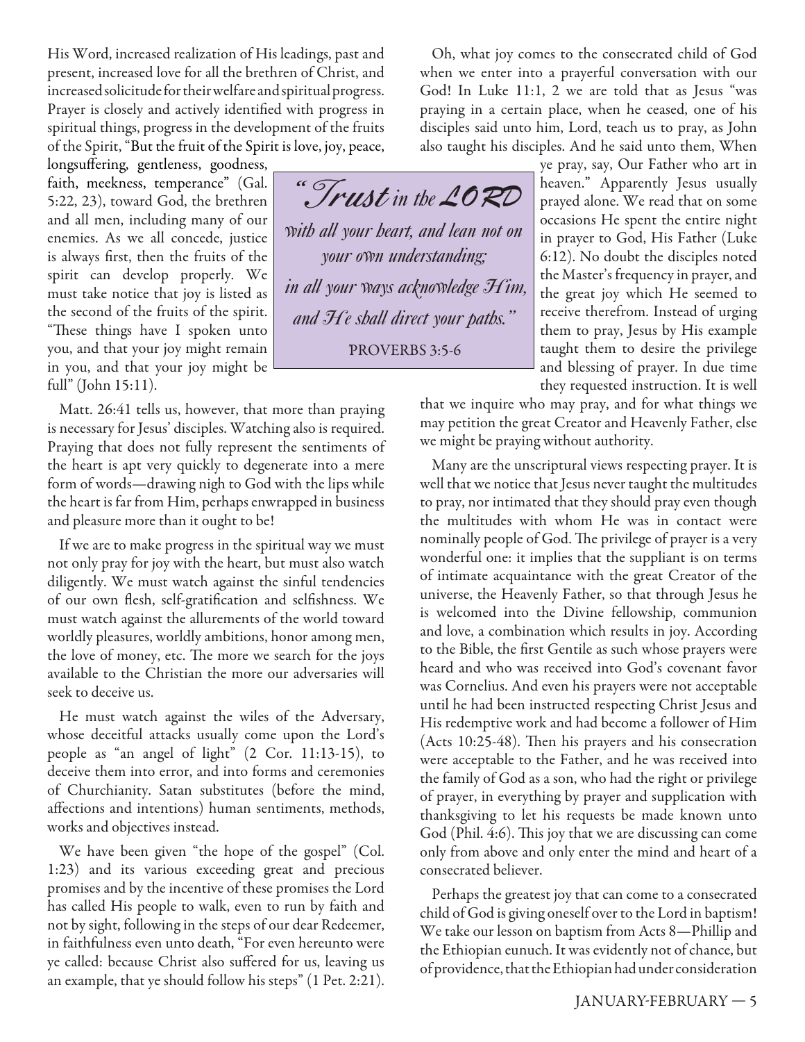His Word, increased realization of His leadings, past and present, increased love for all the brethren of Christ, and increased solicitude for their welfare and spiritual progress. Prayer is closely and actively identified with progress in spiritual things, progress in the development of the fruits of the Spirit, "But the fruit of the Spirit is love, joy, peace, longsuffering, gentleness, goodness, faith, meekness, temperance" (Gal. 5:22, 23), toward God, the brethren and all men, including many of our enemies. As we all concede, justice is always first, then the fruits of the spirit can develop properly. We must take notice that joy is listed as the second of the fruits of the spirit. "These things have I spoken unto you, and that your joy might remain in you, and that your joy might be full" (John 15:11).

> *"Trust in the LORD with all your heart, and lean not on your own understanding; in all your ways acknowledge Him, and He shall direct your paths."*
>
> PROVERBS 3:5-6

Matt. 26:41 tells us, however, that more than praying is necessary for Jesus' disciples. Watching also is required. Praying that does not fully represent the sentiments of the heart is apt very quickly to degenerate into a mere form of words—drawing nigh to God with the lips while the heart is far from Him, perhaps enwrapped in business and pleasure more than it ought to be!

If we are to make progress in the spiritual way we must not only pray for joy with the heart, but must also watch diligently. We must watch against the sinful tendencies of our own flesh, self-gratification and selfishness. We must watch against the allurements of the world toward worldly pleasures, worldly ambitions, honor among men, the love of money, etc. The more we search for the joys available to the Christian the more our adversaries will seek to deceive us.

He must watch against the wiles of the Adversary, whose deceitful attacks usually come upon the Lord's people as "an angel of light" (2 Cor. 11:13-15), to deceive them into error, and into forms and ceremonies of Churchianity. Satan substitutes (before the mind, affections and intentions) human sentiments, methods, works and objectives instead.

We have been given "the hope of the gospel" (Col. 1:23) and its various exceeding great and precious promises and by the incentive of these promises the Lord has called His people to walk, even to run by faith and not by sight, following in the steps of our dear Redeemer, in faithfulness even unto death, "For even hereunto were ye called: because Christ also suffered for us, leaving us an example, that ye should follow his steps" (1 Pet. 2:21).

Oh, what joy comes to the consecrated child of God when we enter into a prayerful conversation with our God! In Luke 11:1, 2 we are told that as Jesus "was praying in a certain place, when he ceased, one of his disciples said unto him, Lord, teach us to pray, as John also taught his disciples. And he said unto them, When ye pray, say, Our Father who art in heaven." Apparently Jesus usually prayed alone. We read that on some occasions He spent the entire night in prayer to God, His Father (Luke 6:12). No doubt the disciples noted the Master's frequency in prayer, and the great joy which He seemed to receive therefrom. Instead of urging them to pray, Jesus by His example taught them to desire the privilege and blessing of prayer. In due time they requested instruction. It is well that we inquire who may pray, and for what things we may petition the great Creator and Heavenly Father, else we might be praying without authority.

Many are the unscriptural views respecting prayer. It is well that we notice that Jesus never taught the multitudes to pray, nor intimated that they should pray even though the multitudes with whom He was in contact were nominally people of God. The privilege of prayer is a very wonderful one: it implies that the suppliant is on terms of intimate acquaintance with the great Creator of the universe, the Heavenly Father, so that through Jesus he is welcomed into the Divine fellowship, communion and love, a combination which results in joy. According to the Bible, the first Gentile as such whose prayers were heard and who was received into God's covenant favor was Cornelius. And even his prayers were not acceptable until he had been instructed respecting Christ Jesus and His redemptive work and had become a follower of Him (Acts 10:25-48). Then his prayers and his consecration were acceptable to the Father, and he was received into the family of God as a son, who had the right or privilege of prayer, in everything by prayer and supplication with thanksgiving to let his requests be made known unto God (Phil. 4:6). This joy that we are discussing can come only from above and only enter the mind and heart of a consecrated believer.

Perhaps the greatest joy that can come to a consecrated child of God is giving oneself over to the Lord in baptism! We take our lesson on baptism from Acts 8—Phillip and the Ethiopian eunuch. It was evidently not of chance, but of providence, that the Ethiopian had under consideration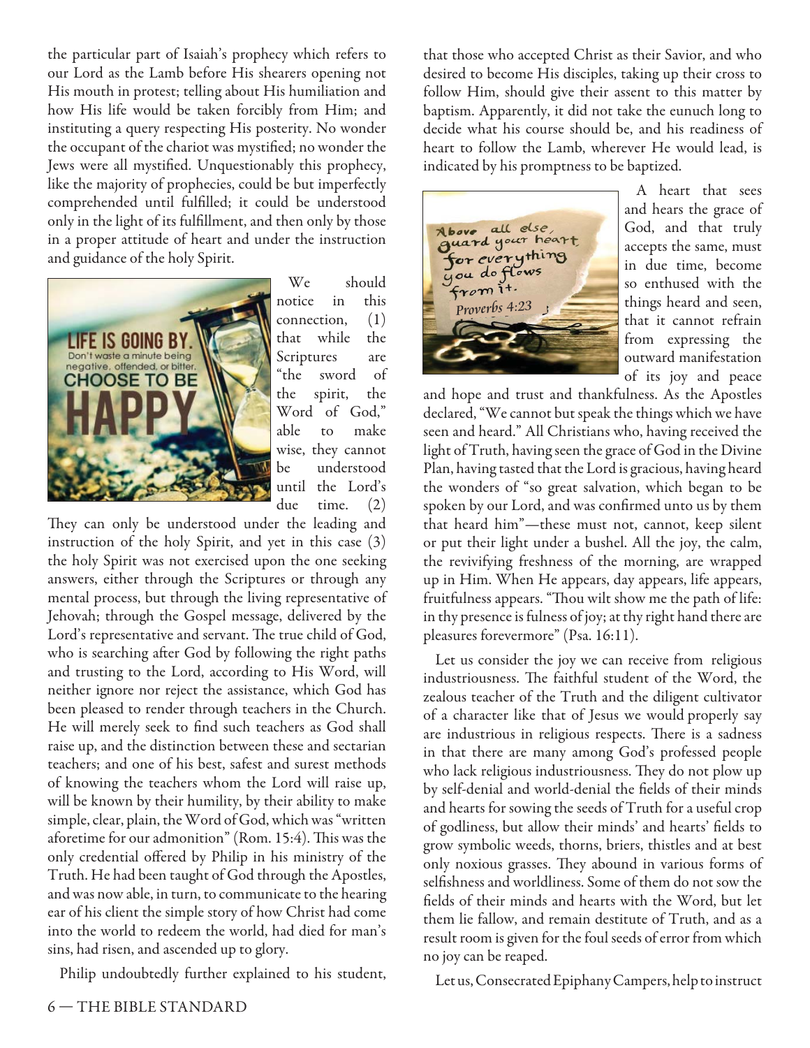the particular part of Isaiah's prophecy which refers to our Lord as the Lamb before His shearers opening not His mouth in protest; telling about His humiliation and how His life would be taken forcibly from Him; and instituting a query respecting His posterity. No wonder the occupant of the chariot was mystified; no wonder the Jews were all mystified. Unquestionably this prophecy, like the majority of prophecies, could be but imperfectly comprehended until fulfilled; it could be understood only in the light of its fulfillment, and then only by those in a proper attitude of heart and under the instruction and guidance of the holy Spirit.

We should notice in this connection, (1) that while the Scriptures are "the sword of the spirit, the Word of God," able to make wise, they cannot be understood until the Lord's due time. (2) They can only be understood under the leading and instruction of the holy Spirit, and yet in this case (3) the holy Spirit was not exercised upon the one seeking answers, either through the Scriptures or through any mental process, but through the living representative of Jehovah; through the Gospel message, delivered by the Lord's representative and servant. The true child of God, who is searching after God by following the right paths and trusting to the Lord, according to His Word, will neither ignore nor reject the assistance, which God has been pleased to render through teachers in the Church. He will merely seek to find such teachers as God shall raise up, and the distinction between these and sectarian teachers; and one of his best, safest and surest methods of knowing the teachers whom the Lord will raise up, will be known by their humility, by their ability to make simple, clear, plain, the Word of God, which was "written aforetime for our admonition" (Rom. 15:4). This was the only credential offered by Philip in his ministry of the Truth. He had been taught of God through the Apostles, and was now able, in turn, to communicate to the hearing ear of his client the simple story of how Christ had come into the world to redeem the world, had died for man's sins, had risen, and ascended up to glory.

Philip undoubtedly further explained to his student, that those who accepted Christ as their Savior, and who desired to become His disciples, taking up their cross to follow Him, should give their assent to this matter by baptism. Apparently, it did not take the eunuch long to decide what his course should be, and his readiness of heart to follow the Lamb, wherever He would lead, is indicated by his promptness to be baptized.

A heart that sees and hears the grace of God, and that truly accepts the same, must in due time, become so enthused with the things heard and seen, that it cannot refrain from expressing the outward manifestation of its joy and peace and hope and trust and thankfulness. As the Apostles declared, "We cannot but speak the things which we have seen and heard." All Christians who, having received the light of Truth, having seen the grace of God in the Divine Plan, having tasted that the Lord is gracious, having heard the wonders of "so great salvation, which began to be spoken by our Lord, and was confirmed unto us by them that heard him"—these must not, cannot, keep silent or put their light under a bushel. All the joy, the calm, the revivifying freshness of the morning, are wrapped up in Him. When He appears, day appears, life appears, fruitfulness appears. "Thou wilt show me the path of life: in thy presence is fulness of joy; at thy right hand there are pleasures forevermore" (Psa. 16:11).

Let us consider the joy we can receive from religious industriousness. The faithful student of the Word, the zealous teacher of the Truth and the diligent cultivator of a character like that of Jesus we would properly say are industrious in religious respects. There is a sadness in that there are many among God's professed people who lack religious industriousness. They do not plow up by self-denial and world-denial the fields of their minds and hearts for sowing the seeds of Truth for a useful crop of godliness, but allow their minds' and hearts' fields to grow symbolic weeds, thorns, briers, thistles and at best only noxious grasses. They abound in various forms of selfishness and worldliness. Some of them do not sow the fields of their minds and hearts with the Word, but let them lie fallow, and remain destitute of Truth, and as a result room is given for the foul seeds of error from which no joy can be reaped.

Let us, Consecrated Epiphany Campers, help to instruct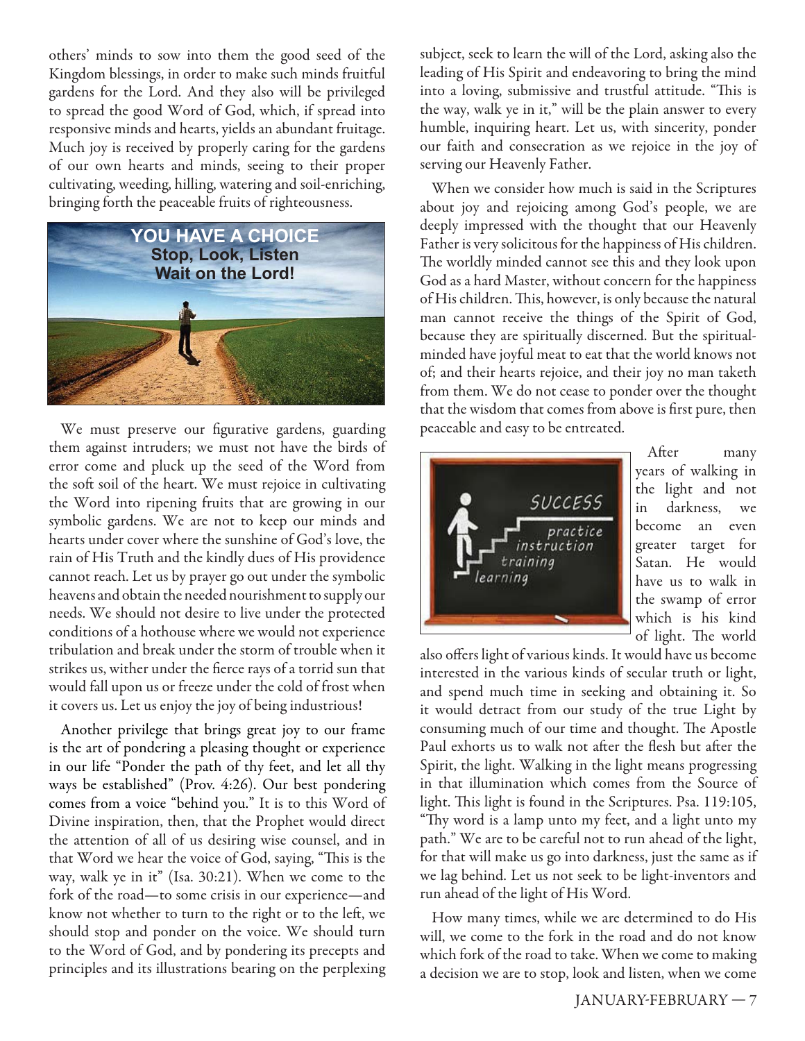others' minds to sow into them the good seed of the Kingdom blessings, in order to make such minds fruitful gardens for the Lord. And they also will be privileged to spread the good Word of God, which, if spread into responsive minds and hearts, yields an abundant fruitage. Much joy is received by properly caring for the gardens of our own hearts and minds, seeing to their proper cultivating, weeding, hilling, watering and soil-enriching, bringing forth the peaceable fruits of righteousness.

We must preserve our figurative gardens, guarding them against intruders; we must not have the birds of error come and pluck up the seed of the Word from the soft soil of the heart. We must rejoice in cultivating the Word into ripening fruits that are growing in our symbolic gardens. We are not to keep our minds and hearts under cover where the sunshine of God's love, the rain of His Truth and the kindly dues of His providence cannot reach. Let us by prayer go out under the symbolic heavens and obtain the needed nourishment to supply our needs. We should not desire to live under the protected conditions of a hothouse where we would not experience tribulation and break under the storm of trouble when it strikes us, wither under the fierce rays of a torrid sun that would fall upon us or freeze under the cold of frost when it covers us. Let us enjoy the joy of being industrious!

Another privilege that brings great joy to our frame is the art of pondering a pleasing thought or experience in our life "Ponder the path of thy feet, and let all thy ways be established" (Prov. 4:26). Our best pondering comes from a voice "behind you." It is to this Word of Divine inspiration, then, that the Prophet would direct the attention of all of us desiring wise counsel, and in that Word we hear the voice of God, saying, "This is the way, walk ye in it" (Isa. 30:21). When we come to the fork of the road—to some crisis in our experience—and know not whether to turn to the right or to the left, we should stop and ponder on the voice. We should turn to the Word of God, and by pondering its precepts and principles and its illustrations bearing on the perplexing subject, seek to learn the will of the Lord, asking also the leading of His Spirit and endeavoring to bring the mind into a loving, submissive and trustful attitude. "This is the way, walk ye in it," will be the plain answer to every humble, inquiring heart. Let us, with sincerity, ponder our faith and consecration as we rejoice in the joy of serving our Heavenly Father.

When we consider how much is said in the Scriptures about joy and rejoicing among God's people, we are deeply impressed with the thought that our Heavenly Father is very solicitous for the happiness of His children. The worldly minded cannot see this and they look upon God as a hard Master, without concern for the happiness of His children. This, however, is only because the natural man cannot receive the things of the Spirit of God, because they are spiritually discerned. But the spiritual-minded have joyful meat to eat that the world knows not of; and their hearts rejoice, and their joy no man taketh from them. We do not cease to ponder over the thought that the wisdom that comes from above is first pure, then peaceable and easy to be entreated.

After many years of walking in the light and not in darkness, we become an even greater target for Satan. He would have us to walk in the swamp of error which is his kind of light. The world also offers light of various kinds. It would have us become interested in the various kinds of secular truth or light, and spend much time in seeking and obtaining it. So it would detract from our study of the true Light by consuming much of our time and thought. The Apostle Paul exhorts us to walk not after the flesh but after the Spirit, the light. Walking in the light means progressing in that illumination which comes from the Source of light. This light is found in the Scriptures. Psa. 119:105, "Thy word is a lamp unto my feet, and a light unto my path." We are to be careful not to run ahead of the light, for that will make us go into darkness, just the same as if we lag behind. Let us not seek to be light-inventors and run ahead of the light of His Word.

How many times, while we are determined to do His will, we come to the fork in the road and do not know which fork of the road to take. When we come to making a decision we are to stop, look and listen, when we come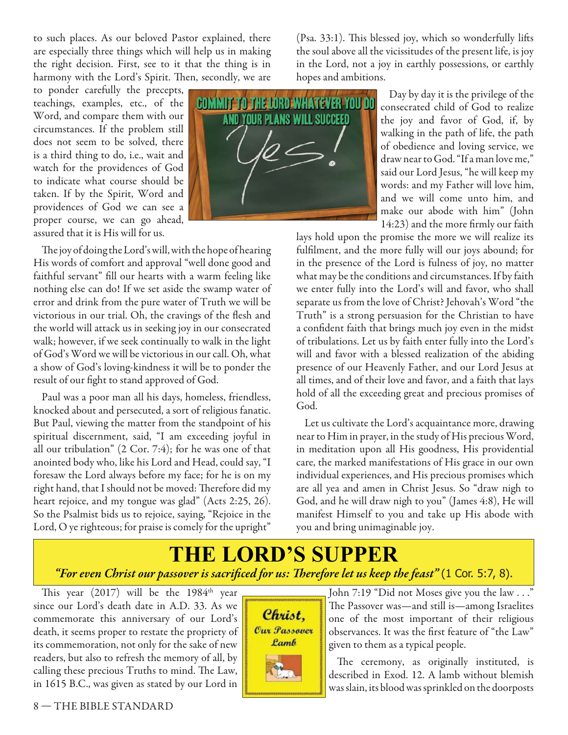to such places. As our beloved Pastor explained, there are especially three things which will help us in making the right decision. First, see to it that the thing is in harmony with the Lord's Spirit. Then, secondly, we are to ponder carefully the precepts, teachings, examples, etc., of the Word, and compare them with our circumstances. If the problem still does not seem to be solved, there is a third thing to do, i.e., wait and watch for the providences of God to indicate what course should be taken. If by the Spirit, Word and providences of God we can see a proper course, we can go ahead, assured that it is His will for us.

The joy of doing the Lord's will, with the hope of hearing His words of comfort and approval "well done good and faithful servant" fill our hearts with a warm feeling like nothing else can do! If we set aside the swamp water of error and drink from the pure water of Truth we will be victorious in our trial. Oh, the cravings of the flesh and the world will attack us in seeking joy in our consecrated walk; however, if we seek continually to walk in the light of God's Word we will be victorious in our call. Oh, what a show of God's loving-kindness it will be to ponder the result of our fight to stand approved of God.

Paul was a poor man all his days, homeless, friendless, knocked about and persecuted, a sort of religious fanatic. But Paul, viewing the matter from the standpoint of his spiritual discernment, said, "I am exceeding joyful in all our tribulation" (2 Cor. 7:4); for he was one of that anointed body who, like his Lord and Head, could say, "I foresaw the Lord always before my face; for he is on my right hand, that I should not be moved: Therefore did my heart rejoice, and my tongue was glad" (Acts 2:25, 26). So the Psalmist bids us to rejoice, saying, "Rejoice in the Lord, O ye righteous; for praise is comely for the upright" (Psa. 33:1). This blessed joy, which so wonderfully lifts the soul above all the vicissitudes of the present life, is joy in the Lord, not a joy in earthly possessions, or earthly hopes and ambitions.

COMMIT TO THE LORD WHATEVER YOU DO AND YOUR PLANS WILL SUCCEED

Yes!

Day by day it is the privilege of the consecrated child of God to realize the joy and favor of God, if, by walking in the path of life, the path of obedience and loving service, we draw near to God. "If a man love me," said our Lord Jesus, "he will keep my words: and my Father will love him, and we will come unto him, and make our abode with him" (John 14:23) and the more firmly our faith lays hold upon the promise the more we will realize its fulfilment, and the more fully will our joys abound; for in the presence of the Lord is fulness of joy, no matter what may be the conditions and circumstances. If by faith we enter fully into the Lord's will and favor, who shall separate us from the love of Christ? Jehovah's Word "the Truth" is a strong persuasion for the Christian to have a confident faith that brings much joy even in the midst of tribulations. Let us by faith enter fully into the Lord's will and favor with a blessed realization of the abiding presence of our Heavenly Father, and our Lord Jesus at all times, and of their love and favor, and a faith that lays hold of all the exceeding great and precious promises of God.

Let us cultivate the Lord's acquaintance more, drawing near to Him in prayer, in the study of His precious Word, in meditation upon all His goodness, His providential care, the marked manifestations of His grace in our own individual experiences, and His precious promises which are all yea and amen in Christ Jesus. So "draw nigh to God, and he will draw nigh to you" (James 4:8), He will manifest Himself to you and take up His abode with you and bring unimaginable joy.

# THE LORD'S SUPPER

*"For even Christ our passover is sacrificed for us: Therefore let us keep the feast"* (1 Cor. 5:7, 8).

This year (2017) will be the 1984th year since our Lord's death date in A.D. 33. As we commemorate this anniversary of our Lord's death, it seems proper to restate the propriety of its commemoration, not only for the sake of new readers, but also to refresh the memory of all, by calling these precious Truths to mind. The Law, in 1615 B.C., was given as stated by our Lord in John 7:19 "Did not Moses give you the law . . ." The Passover was—and still is—among Israelites one of the most important of their religious observances. It was the first feature of "the Law" given to them as a typical people.

Christ, Our Passover Lamb

The ceremony, as originally instituted, is described in Exod. 12. A lamb without blemish was slain, its blood was sprinkled on the doorposts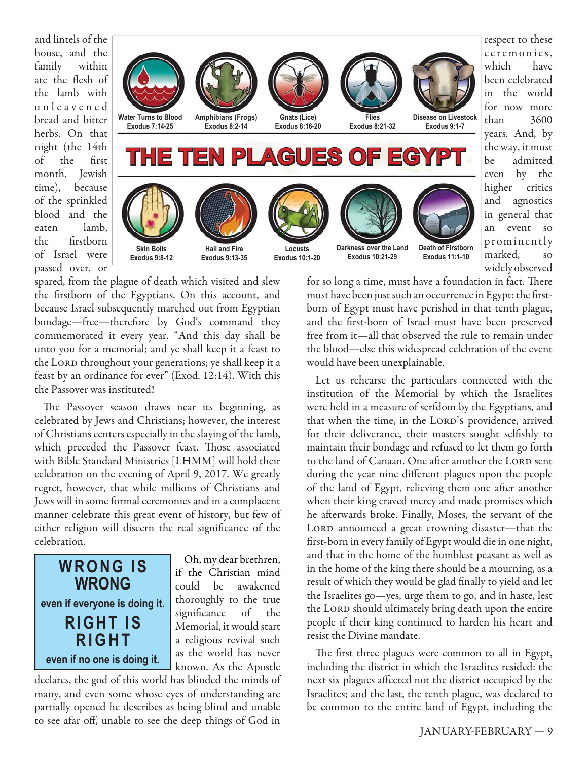and lintels of the house, and the family within ate the flesh of the lamb with unleavened bread and bitter herbs. On that night (the 14th of the first month, Jewish time), because of the sprinkled blood and the eaten lamb, the firstborn of Israel were passed over, or spared, from the plague of death which visited and slew the firstborn of the Egyptians. On this account, and because Israel subsequently marched out from Egyptian bondage—free—therefore by God's command they commemorated it every year. "And this day shall be unto you for a memorial; and ye shall keep it a feast to the LORD throughout your generations; ye shall keep it a feast by an ordinance for ever" (Exod. 12:14). With this the Passover was instituted!

## THE TEN PLAGUES OF EGYPT

- Water Turns to Blood — Exodus 7:14-25
- Amphibians (Frogs) — Exodus 8:2-14
- Gnats (Lice) — Exodus 8:16-20
- Flies — Exodus 8:21-32
- Disease on Livestock — Exodus 9:1-7
- Skin Boils — Exodus 9:8-12
- Hail and Fire — Exodus 9:13-35
- Locusts — Exodus 10:1-20
- Darkness over the Land — Exodus 10:21-29
- Death of Firstborn — Exodus 11:1-10

The Passover season draws near its beginning, as celebrated by Jews and Christians; however, the interest of Christians centers especially in the slaying of the lamb, which preceded the Passover feast. Those associated with Bible Standard Ministries [LHMM] will hold their celebration on the evening of April 9, 2017. We greatly regret, however, that while millions of Christians and Jews will in some formal ceremonies and in a complacent manner celebrate this great event of history, but few of either religion will discern the real significance of the celebration.

> **WRONG IS WRONG**
> **even if everyone is doing it.**
> **RIGHT IS RIGHT**
> **even if no one is doing it.**

Oh, my dear brethren, if the Christian mind could be awakened thoroughly to the true significance of the Memorial, it would start a religious revival such as the world has never known. As the Apostle declares, the god of this world has blinded the minds of many, and even some whose eyes of understanding are partially opened he describes as being blind and unable to see afar off, unable to see the deep things of God in respect to these ceremonies, which have been celebrated in the world for now more than 3600 years. And, by the way, it must be admitted even by the higher critics and agnostics in general that an event so prominently marked, so widely observed for so long a time, must have a foundation in fact. There must have been just such an occurrence in Egypt: the first-born of Egypt must have perished in that tenth plague, and the first-born of Israel must have been preserved free from it—all that observed the rule to remain under the blood—else this widespread celebration of the event would have been unexplainable.

Let us rehearse the particulars connected with the institution of the Memorial by which the Israelites were held in a measure of serfdom by the Egyptians, and that when the time, in the LORD'S providence, arrived for their deliverance, their masters sought selfishly to maintain their bondage and refused to let them go forth to the land of Canaan. One after another the LORD sent during the year nine different plagues upon the people of the land of Egypt, relieving them one after another when their king craved mercy and made promises which he afterwards broke. Finally, Moses, the servant of the LORD announced a great crowning disaster—that the first-born in every family of Egypt would die in one night, and that in the home of the humblest peasant as well as in the home of the king there should be a mourning, as a result of which they would be glad finally to yield and let the Israelites go—yes, urge them to go, and in haste, lest the LORD should ultimately bring death upon the entire people if their king continued to harden his heart and resist the Divine mandate.

The first three plagues were common to all in Egypt, including the district in which the Israelites resided: the next six plagues affected not the district occupied by the Israelites; and the last, the tenth plague, was declared to be common to the entire land of Egypt, including the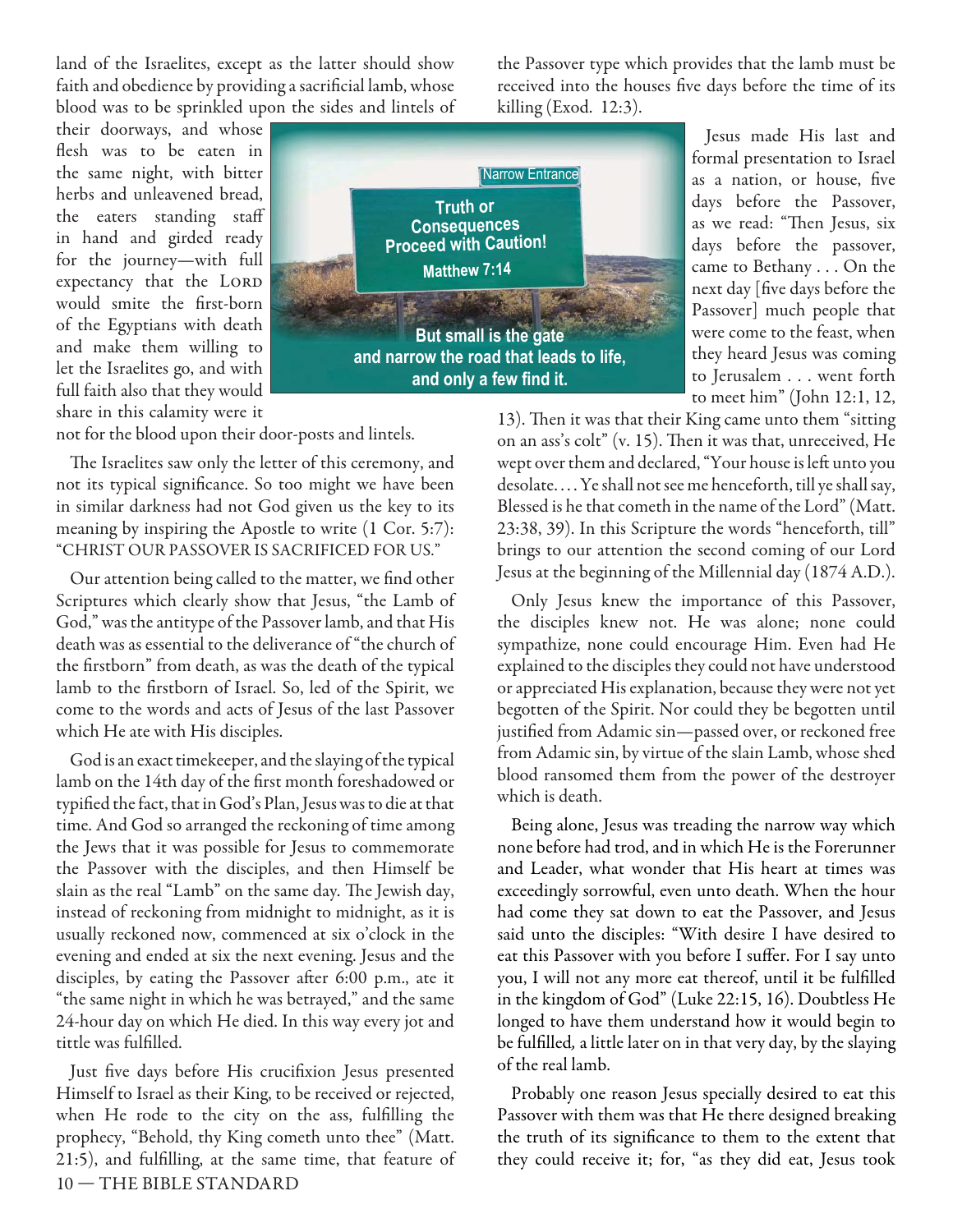land of the Israelites, except as the latter should show faith and obedience by providing a sacrificial lamb, whose blood was to be sprinkled upon the sides and lintels of their doorways, and whose flesh was to be eaten in the same night, with bitter herbs and unleavened bread, the eaters standing staff in hand and girded ready for the journey—with full expectancy that the LORD would smite the first-born of the Egyptians with death and make them willing to let the Israelites go, and with full faith also that they would share in this calamity were it not for the blood upon their door-posts and lintels.

Narrow Entrance

**Truth or Consequences Proceed with Caution!**

**Matthew 7:14**

**But small is the gate and narrow the road that leads to life, and only a few find it.**

The Israelites saw only the letter of this ceremony, and not its typical significance. So too might we have been in similar darkness had not God given us the key to its meaning by inspiring the Apostle to write (1 Cor. 5:7): "CHRIST OUR PASSOVER IS SACRIFICED FOR US."

Our attention being called to the matter, we find other Scriptures which clearly show that Jesus, "the Lamb of God," was the antitype of the Passover lamb, and that His death was as essential to the deliverance of "the church of the firstborn" from death, as was the death of the typical lamb to the firstborn of Israel. So, led of the Spirit, we come to the words and acts of Jesus of the last Passover which He ate with His disciples.

God is an exact timekeeper, and the slaying of the typical lamb on the 14th day of the first month foreshadowed or typified the fact, that in God's Plan, Jesus was to die at that time. And God so arranged the reckoning of time among the Jews that it was possible for Jesus to commemorate the Passover with the disciples, and then Himself be slain as the real "Lamb" on the same day. The Jewish day, instead of reckoning from midnight to midnight, as it is usually reckoned now, commenced at six o'clock in the evening and ended at six the next evening. Jesus and the disciples, by eating the Passover after 6:00 p.m., ate it "the same night in which he was betrayed," and the same 24-hour day on which He died. In this way every jot and tittle was fulfilled.

Just five days before His crucifixion Jesus presented Himself to Israel as their King, to be received or rejected, when He rode to the city on the ass, fulfilling the prophecy, "Behold, thy King cometh unto thee" (Matt. 21:5), and fulfilling, at the same time, that feature of the Passover type which provides that the lamb must be received into the houses five days before the time of its killing (Exod. 12:3).

Jesus made His last and formal presentation to Israel as a nation, or house, five days before the Passover, as we read: "Then Jesus, six days before the passover, came to Bethany . . . On the next day [five days before the Passover] much people that were come to the feast, when they heard Jesus was coming to Jerusalem . . . went forth to meet him" (John 12:1, 12, 13). Then it was that their King came unto them "sitting on an ass's colt" (v. 15). Then it was that, unreceived, He wept over them and declared, "Your house is left unto you desolate. . . . Ye shall not see me henceforth, till ye shall say, Blessed is he that cometh in the name of the Lord" (Matt. 23:38, 39). In this Scripture the words "henceforth, till" brings to our attention the second coming of our Lord Jesus at the beginning of the Millennial day (1874 A.D.).

Only Jesus knew the importance of this Passover, the disciples knew not. He was alone; none could sympathize, none could encourage Him. Even had He explained to the disciples they could not have understood or appreciated His explanation, because they were not yet begotten of the Spirit. Nor could they be begotten until justified from Adamic sin—passed over, or reckoned free from Adamic sin, by virtue of the slain Lamb, whose shed blood ransomed them from the power of the destroyer which is death.

Being alone, Jesus was treading the narrow way which none before had trod, and in which He is the Forerunner and Leader, what wonder that His heart at times was exceedingly sorrowful, even unto death. When the hour had come they sat down to eat the Passover, and Jesus said unto the disciples: "With desire I have desired to eat this Passover with you before I suffer. For I say unto you, I will not any more eat thereof, until it be fulfilled in the kingdom of God" (Luke 22:15, 16). Doubtless He longed to have them understand how it would begin to be fulfilled, a little later on in that very day, by the slaying of the real lamb.

Probably one reason Jesus specially desired to eat this Passover with them was that He there designed breaking the truth of its significance to them to the extent that they could receive it; for, "as they did eat, Jesus took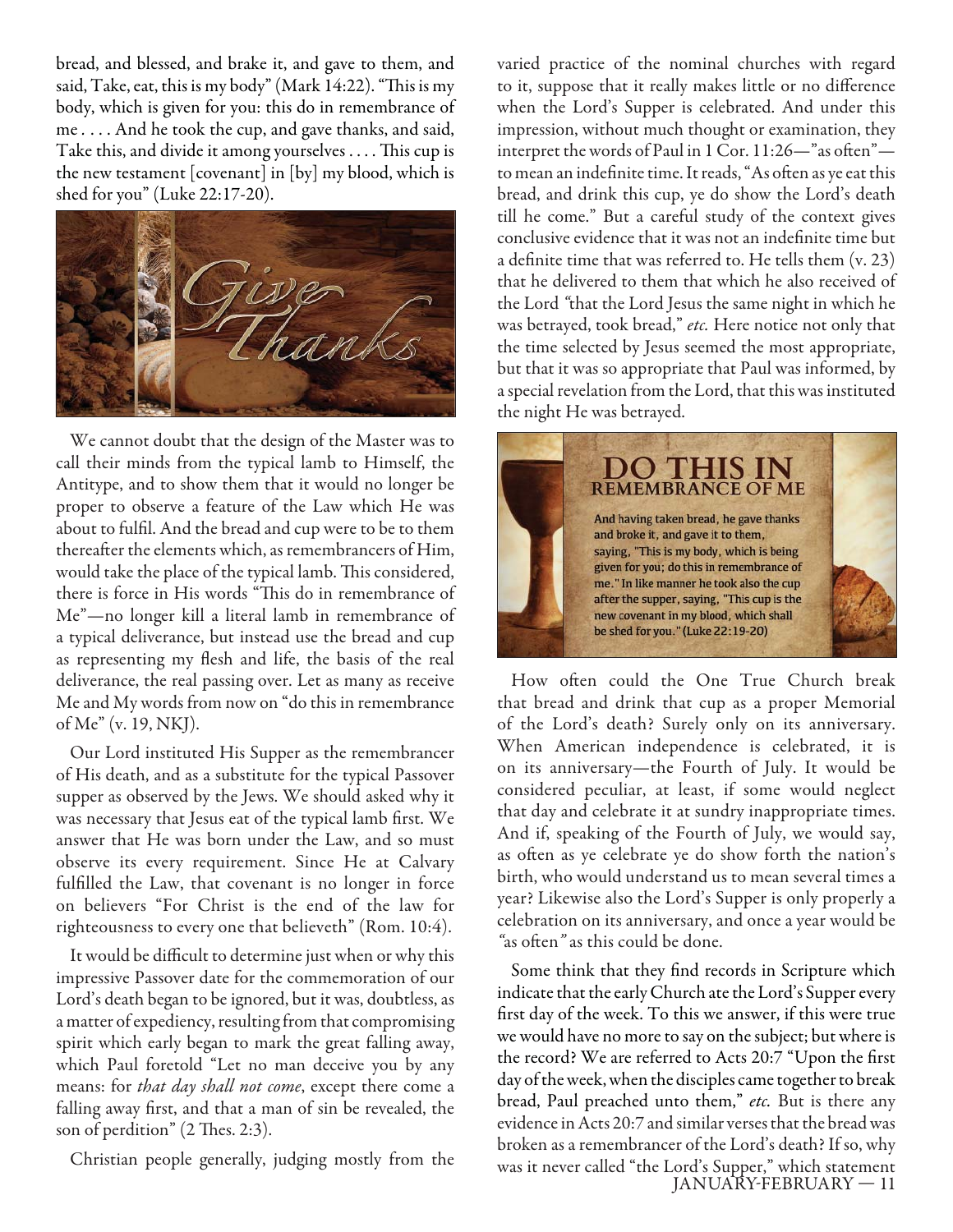bread, and blessed, and brake it, and gave to them, and said, Take, eat, this is my body" (Mark 14:22). "This is my body, which is given for you: this do in remembrance of me . . . . And he took the cup, and gave thanks, and said, Take this, and divide it among yourselves . . . . This cup is the new testament [covenant] in [by] my blood, which is shed for you" (Luke 22:17-20).

We cannot doubt that the design of the Master was to call their minds from the typical lamb to Himself, the Antitype, and to show them that it would no longer be proper to observe a feature of the Law which He was about to fulfil. And the bread and cup were to be to them thereafter the elements which, as remembrancers of Him, would take the place of the typical lamb. This considered, there is force in His words "This do in remembrance of Me"—no longer kill a literal lamb in remembrance of a typical deliverance, but instead use the bread and cup as representing my flesh and life, the basis of the real deliverance, the real passing over. Let as many as receive Me and My words from now on "do this in remembrance of Me" (v. 19, NKJ).

Our Lord instituted His Supper as the remembrancer of His death, and as a substitute for the typical Passover supper as observed by the Jews. We should asked why it was necessary that Jesus eat of the typical lamb first. We answer that He was born under the Law, and so must observe its every requirement. Since He at Calvary fulfilled the Law, that covenant is no longer in force on believers "For Christ is the end of the law for righteousness to every one that believeth" (Rom. 10:4).

It would be difficult to determine just when or why this impressive Passover date for the commemoration of our Lord's death began to be ignored, but it was, doubtless, as a matter of expediency, resulting from that compromising spirit which early began to mark the great falling away, which Paul foretold "Let no man deceive you by any means: for *that day shall not come*, except there come a falling away first, and that a man of sin be revealed, the son of perdition" (2 Thes. 2:3).

Christian people generally, judging mostly from the varied practice of the nominal churches with regard to it, suppose that it really makes little or no difference when the Lord's Supper is celebrated. And under this impression, without much thought or examination, they interpret the words of Paul in 1 Cor. 11:26—"as often"—to mean an indefinite time. It reads, "As often as ye eat this bread, and drink this cup, ye do show the Lord's death till he come." But a careful study of the context gives conclusive evidence that it was not an indefinite time but a definite time that was referred to. He tells them (v. 23) that he delivered to them that which he also received of the Lord "that the Lord Jesus the same night in which he was betrayed, took bread," *etc.* Here notice not only that the time selected by Jesus seemed the most appropriate, but that it was so appropriate that Paul was informed, by a special revelation from the Lord, that this was instituted the night He was betrayed.

How often could the One True Church break that bread and drink that cup as a proper Memorial of the Lord's death? Surely only on its anniversary. When American independence is celebrated, it is on its anniversary—the Fourth of July. It would be considered peculiar, at least, if some would neglect that day and celebrate it at sundry inappropriate times. And if, speaking of the Fourth of July, we would say, as often as ye celebrate ye do show forth the nation's birth, who would understand us to mean several times a year? Likewise also the Lord's Supper is only properly a celebration on its anniversary, and once a year would be "as often" as this could be done.

Some think that they find records in Scripture which indicate that the early Church ate the Lord's Supper every first day of the week. To this we answer, if this were true we would have no more to say on the subject; but where is the record? We are referred to Acts 20:7 "Upon the first day of the week, when the disciples came together to break bread, Paul preached unto them," *etc.* But is there any evidence in Acts 20:7 and similar verses that the bread was broken as a remembrancer of the Lord's death? If so, why was it never called "the Lord's Supper," which statement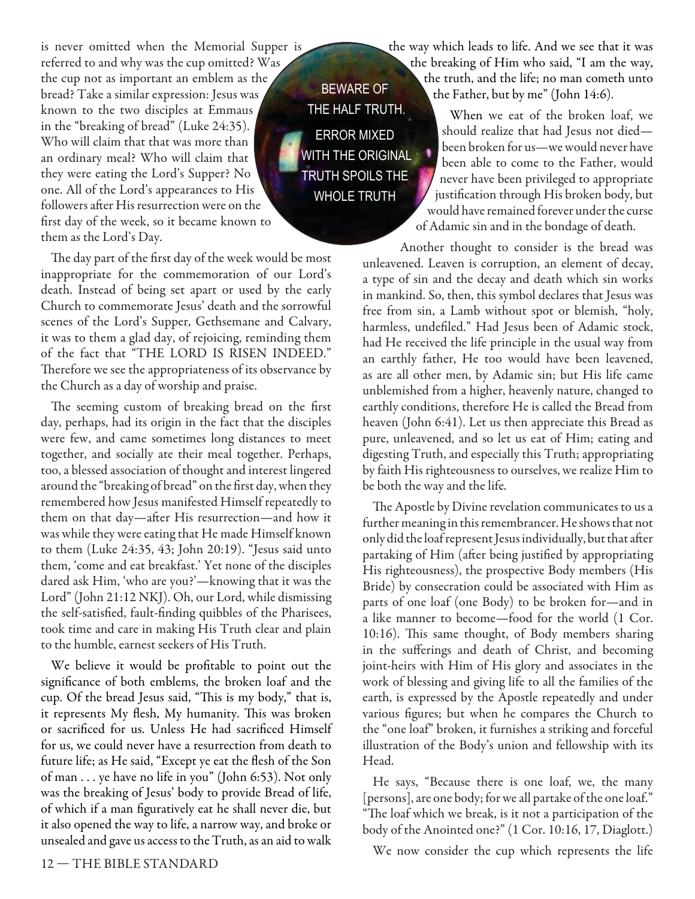is never omitted when the Memorial Supper is referred to and why was the cup omitted? Was the cup not as important an emblem as the bread? Take a similar expression: Jesus was known to the two disciples at Emmaus in the "breaking of bread" (Luke 24:35). Who will claim that that was more than an ordinary meal? Who will claim that they were eating the Lord's Supper? No one. All of the Lord's appearances to His followers after His resurrection were on the first day of the week, so it became known to them as the Lord's Day.

BEWARE OF THE HALF TRUTH.

ERROR MIXED WITH THE ORIGINAL TRUTH SPOILS THE WHOLE TRUTH

The day part of the first day of the week would be most inappropriate for the commemoration of our Lord's death. Instead of being set apart or used by the early Church to commemorate Jesus' death and the sorrowful scenes of the Lord's Supper, Gethsemane and Calvary, it was to them a glad day, of rejoicing, reminding them of the fact that "THE LORD IS RISEN INDEED." Therefore we see the appropriateness of its observance by the Church as a day of worship and praise.

The seeming custom of breaking bread on the first day, perhaps, had its origin in the fact that the disciples were few, and came sometimes long distances to meet together, and socially ate their meal together. Perhaps, too, a blessed association of thought and interest lingered around the "breaking of bread" on the first day, when they remembered how Jesus manifested Himself repeatedly to them on that day—after His resurrection—and how it was while they were eating that He made Himself known to them (Luke 24:35, 43; John 20:19). "Jesus said unto them, 'come and eat breakfast.' Yet none of the disciples dared ask Him, 'who are you?'—knowing that it was the Lord" (John 21:12 NKJ). Oh, our Lord, while dismissing the self-satisfied, fault-finding quibbles of the Pharisees, took time and care in making His Truth clear and plain to the humble, earnest seekers of His Truth.

We believe it would be profitable to point out the significance of both emblems, the broken loaf and the cup. Of the bread Jesus said, "This is my body," that is, it represents My flesh, My humanity. This was broken or sacrificed for us. Unless He had sacrificed Himself for us, we could never have a resurrection from death to future life; as He said, "Except ye eat the flesh of the Son of man . . . ye have no life in you" (John 6:53). Not only was the breaking of Jesus' body to provide Bread of life, of which if a man figuratively eat he shall never die, but it also opened the way to life, a narrow way, and broke or unsealed and gave us access to the Truth, as an aid to walk the way which leads to life. And we see that it was the breaking of Him who said, "I am the way, the truth, and the life; no man cometh unto the Father, but by me" (John 14:6).

When we eat of the broken loaf, we should realize that had Jesus not died—been broken for us—we would never have been able to come to the Father, would never have been privileged to appropriate justification through His broken body, but would have remained forever under the curse of Adamic sin and in the bondage of death.

Another thought to consider is the bread was unleavened. Leaven is corruption, an element of decay, a type of sin and the decay and death which sin works in mankind. So, then, this symbol declares that Jesus was free from sin, a Lamb without spot or blemish, "holy, harmless, undefiled." Had Jesus been of Adamic stock, had He received the life principle in the usual way from an earthly father, He too would have been leavened, as are all other men, by Adamic sin; but His life came unblemished from a higher, heavenly nature, changed to earthly conditions, therefore He is called the Bread from heaven (John 6:41). Let us then appreciate this Bread as pure, unleavened, and so let us eat of Him; eating and digesting Truth, and especially this Truth; appropriating by faith His righteousness to ourselves, we realize Him to be both the way and the life.

The Apostle by Divine revelation communicates to us a further meaning in this remembrancer. He shows that not only did the loaf represent Jesus individually, but that after partaking of Him (after being justified by appropriating His righteousness), the prospective Body members (His Bride) by consecration could be associated with Him as parts of one loaf (one Body) to be broken for—and in a like manner to become—food for the world (1 Cor. 10:16). This same thought, of Body members sharing in the sufferings and death of Christ, and becoming joint-heirs with Him of His glory and associates in the work of blessing and giving life to all the families of the earth, is expressed by the Apostle repeatedly and under various figures; but when he compares the Church to the "one loaf" broken, it furnishes a striking and forceful illustration of the Body's union and fellowship with its Head.

He says, "Because there is one loaf, we, the many [persons], are one body; for we all partake of the one loaf." "The loaf which we break, is it not a participation of the body of the Anointed one?" (1 Cor. 10:16, 17, Diaglott.)

We now consider the cup which represents the life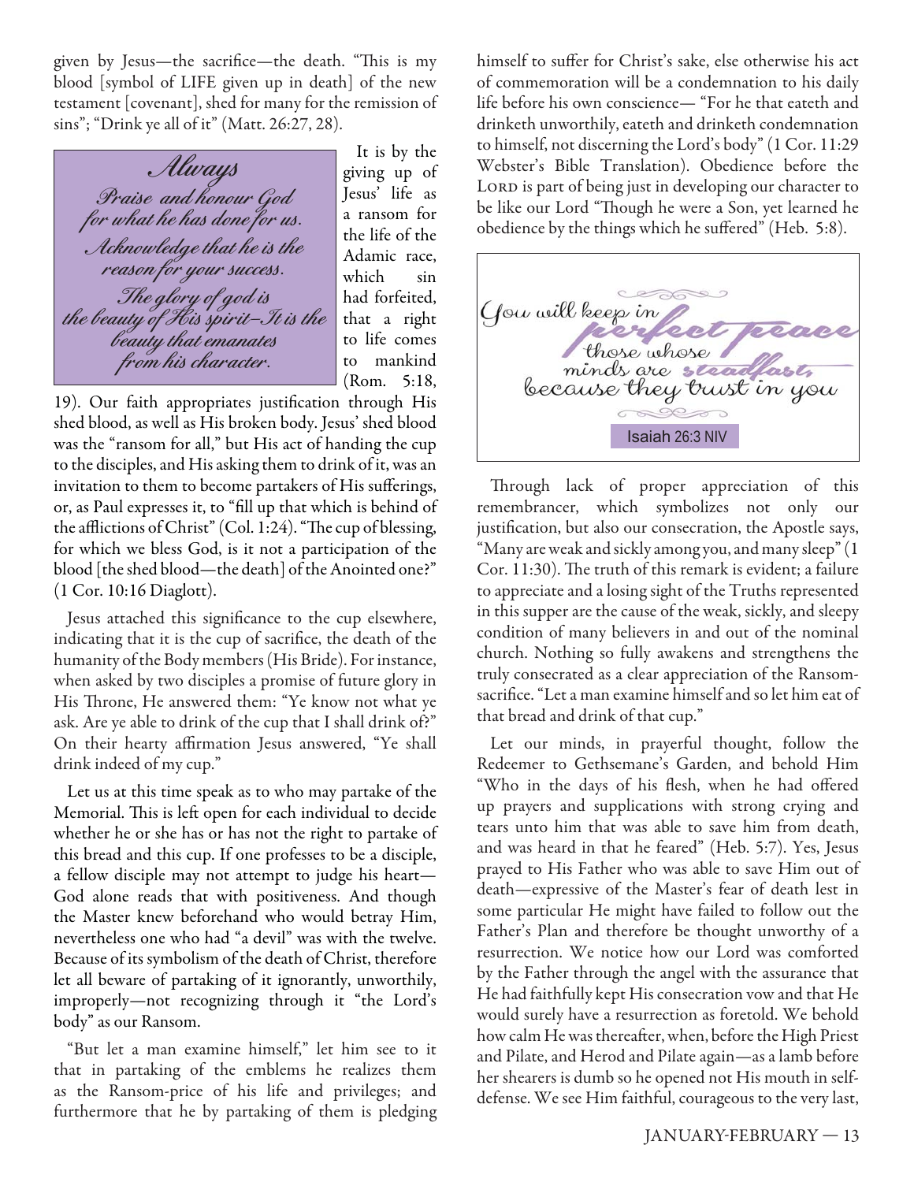given by Jesus—the sacrifice—the death. "This is my blood [symbol of LIFE given up in death] of the new testament [covenant], shed for many for the remission of sins"; "Drink ye all of it" (Matt. 26:27, 28).

> *Always*
> *Praise and honour God for what he has done for us.*
> *Acknowledge that he is the reason for your success.*
> *The glory of god is the beauty of His spirit–It is the beauty that emanates from his character.*

It is by the giving up of Jesus' life as a ransom for the life of the Adamic race, which sin had forfeited, that a right to life comes to mankind (Rom. 5:18, 19). Our faith appropriates justification through His shed blood, as well as His broken body. Jesus' shed blood was the "ransom for all," but His act of handing the cup to the disciples, and His asking them to drink of it, was an invitation to them to become partakers of His sufferings, or, as Paul expresses it, to "fill up that which is behind of the afflictions of Christ" (Col. 1:24). "The cup of blessing, for which we bless God, is it not a participation of the blood [the shed blood—the death] of the Anointed one?" (1 Cor. 10:16 Diaglott).

Jesus attached this significance to the cup elsewhere, indicating that it is the cup of sacrifice, the death of the humanity of the Body members (His Bride). For instance, when asked by two disciples a promise of future glory in His Throne, He answered them: "Ye know not what ye ask. Are ye able to drink of the cup that I shall drink of?" On their hearty affirmation Jesus answered, "Ye shall drink indeed of my cup."

Let us at this time speak as to who may partake of the Memorial. This is left open for each individual to decide whether he or she has or has not the right to partake of this bread and this cup. If one professes to be a disciple, a fellow disciple may not attempt to judge his heart—God alone reads that with positiveness. And though the Master knew beforehand who would betray Him, nevertheless one who had "a devil" was with the twelve. Because of its symbolism of the death of Christ, therefore let all beware of partaking of it ignorantly, unworthily, improperly—not recognizing through it "the Lord's body" as our Ransom.

"But let a man examine himself," let him see to it that in partaking of the emblems he realizes them as the Ransom-price of his life and privileges; and furthermore that he by partaking of them is pledging himself to suffer for Christ's sake, else otherwise his act of commemoration will be a condemnation to his daily life before his own conscience— "For he that eateth and drinketh unworthily, eateth and drinketh condemnation to himself, not discerning the Lord's body" (1 Cor. 11:29 Webster's Bible Translation). Obedience before the Lord is part of being just in developing our character to be like our Lord "Though he were a Son, yet learned he obedience by the things which he suffered" (Heb. 5:8).

> *You will keep in perfect peace those whose minds are steadfast, because they trust in you*
> Isaiah 26:3 NIV

Through lack of proper appreciation of this remembrancer, which symbolizes not only our justification, but also our consecration, the Apostle says, "Many are weak and sickly among you, and many sleep" (1 Cor. 11:30). The truth of this remark is evident; a failure to appreciate and a losing sight of the Truths represented in this supper are the cause of the weak, sickly, and sleepy condition of many believers in and out of the nominal church. Nothing so fully awakens and strengthens the truly consecrated as a clear appreciation of the Ransom-sacrifice. "Let a man examine himself and so let him eat of that bread and drink of that cup."

Let our minds, in prayerful thought, follow the Redeemer to Gethsemane's Garden, and behold Him "Who in the days of his flesh, when he had offered up prayers and supplications with strong crying and tears unto him that was able to save him from death, and was heard in that he feared" (Heb. 5:7). Yes, Jesus prayed to His Father who was able to save Him out of death—expressive of the Master's fear of death lest in some particular He might have failed to follow out the Father's Plan and therefore be thought unworthy of a resurrection. We notice how our Lord was comforted by the Father through the angel with the assurance that He had faithfully kept His consecration vow and that He would surely have a resurrection as foretold. We behold how calm He was thereafter, when, before the High Priest and Pilate, and Herod and Pilate again—as a lamb before her shearers is dumb so he opened not His mouth in self-defense. We see Him faithful, courageous to the very last,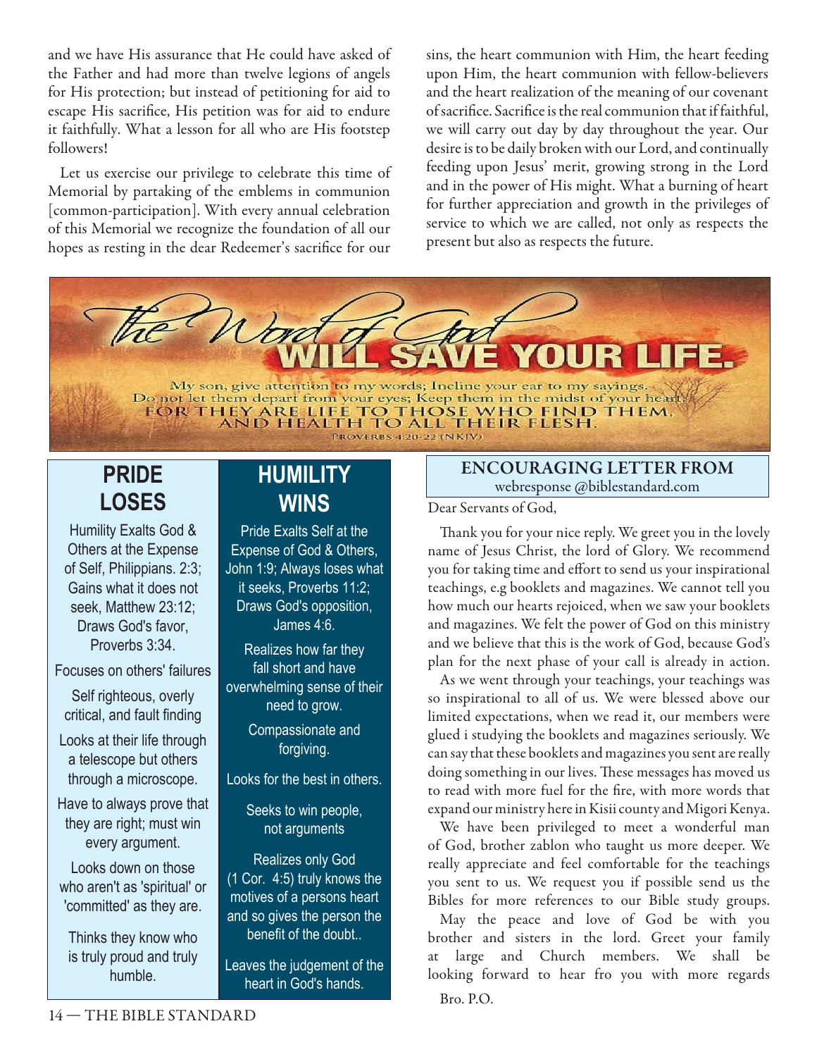and we have His assurance that He could have asked of the Father and had more than twelve legions of angels for His protection; but instead of petitioning for aid to escape His sacrifice, His petition was for aid to endure it faithfully. What a lesson for all who are His footstep followers!

Let us exercise our privilege to celebrate this time of Memorial by partaking of the emblems in communion [common-participation]. With every annual celebration of this Memorial we recognize the foundation of all our hopes as resting in the dear Redeemer's sacrifice for our sins, the heart communion with Him, the heart feeding upon Him, the heart communion with fellow-believers and the heart realization of the meaning of our covenant of sacrifice. Sacrifice is the real communion that if faithful, we will carry out day by day throughout the year. Our desire is to be daily broken with our Lord, and continually feeding upon Jesus' merit, growing strong in the Lord and in the power of His might. What a burning of heart for further appreciation and growth in the privileges of service to which we are called, not only as respects the present but also as respects the future.

*The Word of God*

**WILL SAVE YOUR LIFE.**

My son, give attention to my words; Incline your ear to my sayings.
Do not let them depart from your eyes; Keep them in the midst of your heart;
FOR THEY ARE LIFE TO THOSE WHO FIND THEM,
AND HEALTH TO ALL THEIR FLESH.

PROVERBS 4:20-22 (NKJV)

## PRIDE LOSES

Humility Exalts God & Others at the Expense of Self, Philippians. 2:3; Gains what it does not seek, Matthew 23:12; Draws God's favor, Proverbs 3:34.

Focuses on others' failures

Self righteous, overly critical, and fault finding

Looks at their life through a telescope but others through a microscope.

Have to always prove that they are right; must win every argument.

Looks down on those who aren't as 'spiritual' or 'committed' as they are.

Thinks they know who is truly proud and truly humble.

## HUMILITY WINS

Pride Exalts Self at the Expense of God & Others, John 1:9; Always loses what it seeks, Proverbs 11:2; Draws God's opposition, James 4:6.

Realizes how far they fall short and have overwhelming sense of their need to grow.

Compassionate and forgiving.

Looks for the best in others.

Seeks to win people, not arguments

Realizes only God (1 Cor. 4:5) truly knows the motives of a persons heart and so gives the person the benefit of the doubt..

Leaves the judgement of the heart in God's hands.

## ENCOURAGING LETTER FROM
webresponse @biblestandard.com

Dear Servants of God,

Thank you for your nice reply. We greet you in the lovely name of Jesus Christ, the lord of Glory. We recommend you for taking time and effort to send us your inspirational teachings, e.g booklets and magazines. We cannot tell you how much our hearts rejoiced, when we saw your booklets and magazines. We felt the power of God on this ministry and we believe that this is the work of God, because God's plan for the next phase of your call is already in action.

As we went through your teachings, your teachings was so inspirational to all of us. We were blessed above our limited expectations, when we read it, our members were glued i studying the booklets and magazines seriously. We can say that these booklets and magazines you sent are really doing something in our lives. These messages has moved us to read with more fuel for the fire, with more words that expand our ministry here in Kisii county and Migori Kenya.

We have been privileged to meet a wonderful man of God, brother zablon who taught us more deeper. We really appreciate and feel comfortable for the teachings you sent to us. We request you if possible send us the Bibles for more references to our Bible study groups.

May the peace and love of God be with you brother and sisters in the lord. Greet your family at large and Church members. We shall be looking forward to hear fro you with more regards

Bro. P.O.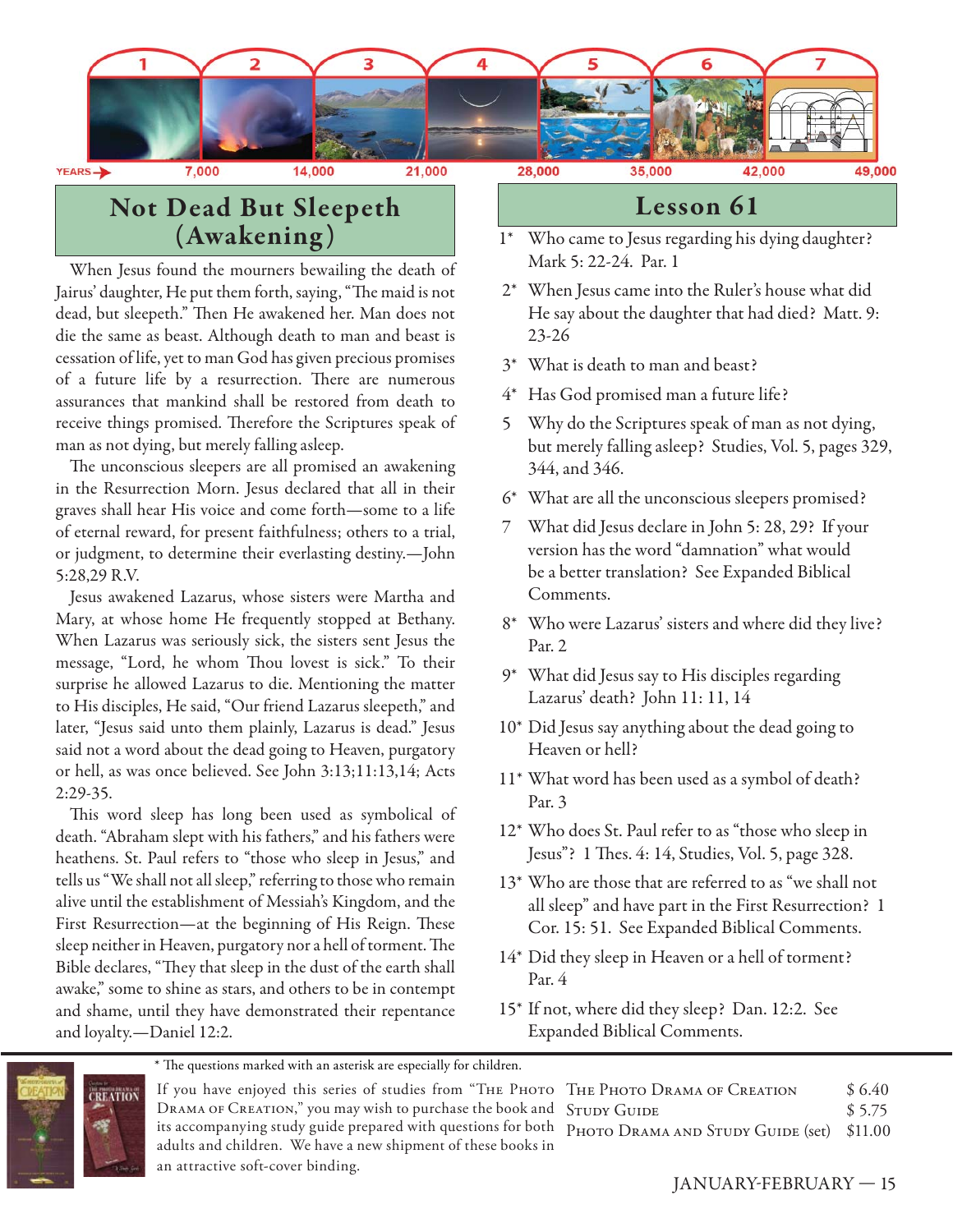| 1 | 2 | 3 | 4 | 5 | 6 | 7 |
|---|---|---|---|---|---|---|

YEARS → 7,000 14,000 21,000 28,000 35,000 42,000 49,000

## Not Dead But Sleepeth (Awakening)

When Jesus found the mourners bewailing the death of Jairus' daughter, He put them forth, saying, "The maid is not dead, but sleepeth." Then He awakened her. Man does not die the same as beast. Although death to man and beast is cessation of life, yet to man God has given precious promises of a future life by a resurrection. There are numerous assurances that mankind shall be restored from death to receive things promised. Therefore the Scriptures speak of man as not dying, but merely falling asleep.

The unconscious sleepers are all promised an awakening in the Resurrection Morn. Jesus declared that all in their graves shall hear His voice and come forth—some to a life of eternal reward, for present faithfulness; others to a trial, or judgment, to determine their everlasting destiny.—John 5:28,29 R.V.

Jesus awakened Lazarus, whose sisters were Martha and Mary, at whose home He frequently stopped at Bethany. When Lazarus was seriously sick, the sisters sent Jesus the message, "Lord, he whom Thou lovest is sick." To their surprise he allowed Lazarus to die. Mentioning the matter to His disciples, He said, "Our friend Lazarus sleepeth," and later, "Jesus said unto them plainly, Lazarus is dead." Jesus said not a word about the dead going to Heaven, purgatory or hell, as was once believed. See John 3:13;11:13,14; Acts 2:29-35.

This word sleep has long been used as symbolical of death. "Abraham slept with his fathers," and his fathers were heathens. St. Paul refers to "those who sleep in Jesus," and tells us "We shall not all sleep," referring to those who remain alive until the establishment of Messiah's Kingdom, and the First Resurrection—at the beginning of His Reign. These sleep neither in Heaven, purgatory nor a hell of torment. The Bible declares, "They that sleep in the dust of the earth shall awake," some to shine as stars, and others to be in contempt and shame, until they have demonstrated their repentance and loyalty.—Daniel 12:2.

## Lesson 61

1* Who came to Jesus regarding his dying daughter? Mark 5: 22-24. Par. 1

2* When Jesus came into the Ruler's house what did He say about the daughter that had died? Matt. 9: 23-26

3* What is death to man and beast?

4* Has God promised man a future life?

5 Why do the Scriptures speak of man as not dying, but merely falling asleep? Studies, Vol. 5, pages 329, 344, and 346.

6* What are all the unconscious sleepers promised?

7 What did Jesus declare in John 5: 28, 29? If your version has the word "damnation" what would be a better translation? See Expanded Biblical Comments.

8* Who were Lazarus' sisters and where did they live? Par. 2

9* What did Jesus say to His disciples regarding Lazarus' death? John 11: 11, 14

10* Did Jesus say anything about the dead going to Heaven or hell?

11* What word has been used as a symbol of death? Par. 3

12* Who does St. Paul refer to as "those who sleep in Jesus"? 1 Thes. 4: 14, Studies, Vol. 5, page 328.

13* Who are those that are referred to as "we shall not all sleep" and have part in the First Resurrection? 1 Cor. 15: 51. See Expanded Biblical Comments.

14* Did they sleep in Heaven or a hell of torment? Par. 4

15* If not, where did they sleep? Dan. 12:2. See Expanded Biblical Comments.

* The questions marked with an asterisk are especially for children.

If you have enjoyed this series of studies from "The Photo Drama of Creation," you may wish to purchase the book and its accompanying study guide prepared with questions for both adults and children. We have a new shipment of these books in an attractive soft-cover binding.

| | |
|---|---|
| The Photo Drama of Creation | $ 6.40 |
| Study Guide | $ 5.75 |
| Photo Drama and Study Guide (set) | $11.00 |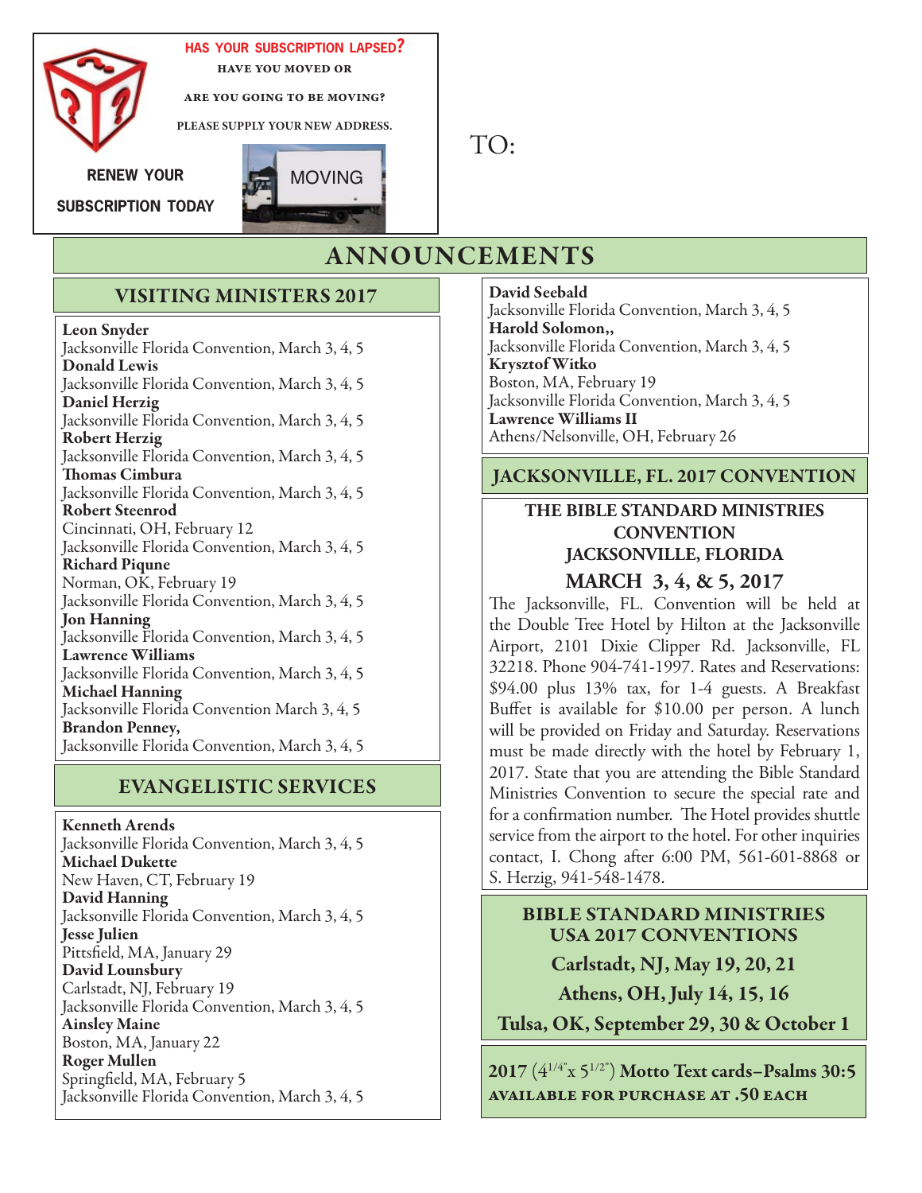**HAS YOUR SUBSCRIPTION LAPSED?**

HAVE YOU MOVED OR

ARE YOU GOING TO BE MOVING?

PLEASE SUPPLY YOUR NEW ADDRESS.

**RENEW YOUR SUBSCRIPTION TODAY**

MOVING

TO:

# ANNOUNCEMENTS

## VISITING MINISTERS 2017

**Leon Snyder**
Jacksonville Florida Convention, March 3, 4, 5
**Donald Lewis**
Jacksonville Florida Convention, March 3, 4, 5
**Daniel Herzig**
Jacksonville Florida Convention, March 3, 4, 5
**Robert Herzig**
Jacksonville Florida Convention, March 3, 4, 5
**Thomas Cimbura**
Jacksonville Florida Convention, March 3, 4, 5
**Robert Steenrod**
Cincinnati, OH, February 12
Jacksonville Florida Convention, March 3, 4, 5
**Richard Piqune**
Norman, OK, February 19
Jacksonville Florida Convention, March 3, 4, 5
**Jon Hanning**
Jacksonville Florida Convention, March 3, 4, 5
**Lawrence Williams**
Jacksonville Florida Convention, March 3, 4, 5
**Michael Hanning**
Jacksonville Florida Convention March 3, 4, 5
**Brandon Penney,**
Jacksonville Florida Convention, March 3, 4, 5
**David Seebald**
Jacksonville Florida Convention, March 3, 4, 5
**Harold Solomon,,**
Jacksonville Florida Convention, March 3, 4, 5
**Krysztof Witko**
Boston, MA, February 19
Jacksonville Florida Convention, March 3, 4, 5
**Lawrence Williams II**
Athens/Nelsonville, OH, February 26

## EVANGELISTIC SERVICES

**Kenneth Arends**
Jacksonville Florida Convention, March 3, 4, 5
**Michael Dukette**
New Haven, CT, February 19
**David Hanning**
Jacksonville Florida Convention, March 3, 4, 5
**Jesse Julien**
Pittsfield, MA, January 29
**David Lounsbury**
Carlstadt, NJ, February 19
Jacksonville Florida Convention, March 3, 4, 5
**Ainsley Maine**
Boston, MA, January 22
**Roger Mullen**
Springfield, MA, February 5
Jacksonville Florida Convention, March 3, 4, 5

## JACKSONVILLE, FL. 2017 CONVENTION

**THE BIBLE STANDARD MINISTRIES CONVENTION JACKSONVILLE, FLORIDA**

**MARCH 3, 4, & 5, 2017**

The Jacksonville, FL. Convention will be held at the Double Tree Hotel by Hilton at the Jacksonville Airport, 2101 Dixie Clipper Rd. Jacksonville, FL 32218. Phone 904-741-1997. Rates and Reservations: $94.00 plus 13% tax, for 1-4 guests. A Breakfast Buffet is available for $10.00 per person. A lunch will be provided on Friday and Saturday. Reservations must be made directly with the hotel by February 1, 2017. State that you are attending the Bible Standard Ministries Convention to secure the special rate and for a confirmation number. The Hotel provides shuttle service from the airport to the hotel. For other inquiries contact, I. Chong after 6:00 PM, 561-601-8868 or S. Herzig, 941-548-1478.

## BIBLE STANDARD MINISTRIES USA 2017 CONVENTIONS

**Carlstadt, NJ, May 19, 20, 21**

**Athens, OH, July 14, 15, 16**

**Tulsa, OK, September 29, 30 & October 1**

**2017** ($4^{1/4"}$ x $5^{1/2"}$) **Motto Text cards–Psalms 30:5**
**AVAILABLE FOR PURCHASE AT .50 EACH**